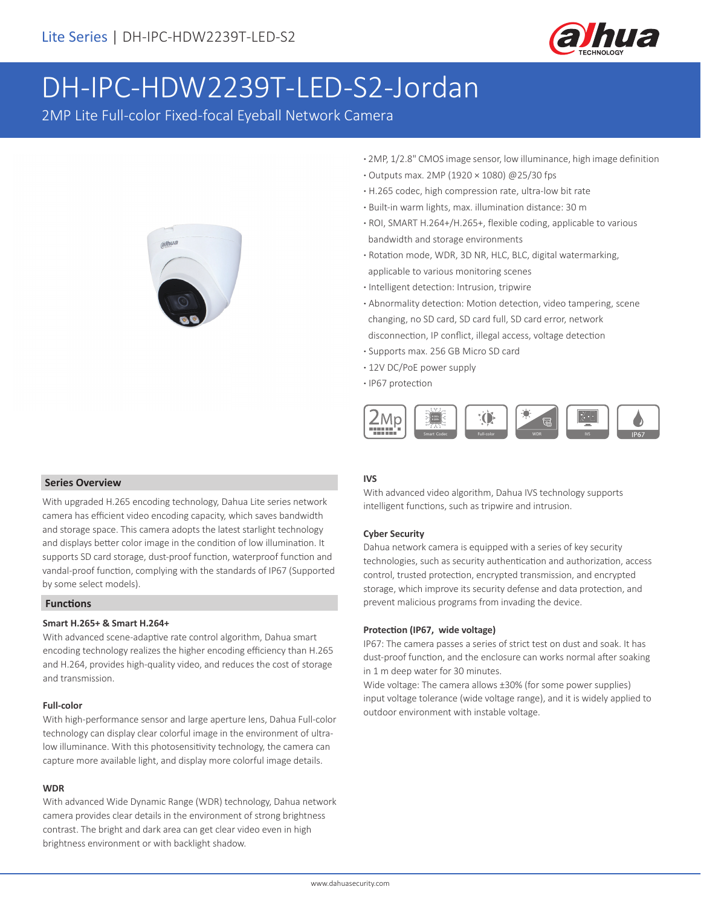# DH-IPC-HDW2239T-LED-S2-Jordan

2MP Lite Full-color Fixed-focal Eyeball Network Camera

- 2MP, 1/2.8" CMOS image sensor, low illuminance, high image definition
- Outputs max. 2MP (1920 × 1080) @25/30 fps
- H.265 codec, high compression rate, ultra-low bit rate
- Built-in warm lights, max. illumination distance: 30 m
- ROI, SMART H.264+/H.265+, flexible coding, applicable to various bandwidth and storage environments
- Rotation mode, WDR, 3D NR, HLC, BLC, digital watermarking, applicable to various monitoring scenes
- Intelligent detection: Intrusion, tripwire
- Abnormality detection: Motion detection, video tampering, scene changing, no SD card, SD card full, SD card error, network disconnection, IP conflict, illegal access, voltage detection
- Supports max. 256 GB Micro SD card
- 12V DC/PoE power supply
- IP67 protection

## Series Overview

With upgraded H.265 encoding technology, Dahua Lite series network camera has efficient video encoding capacity, which saves bandwidth and storage space. This camera adopts the latest starlight technology and displays better color image in the condition of low illumination. It supports SD card storage, dust-proof function, waterproof function and vandal-proof function, complying with the standards of IP67 (Supported by some select models).

## Functions

### Smart H.265+ & Smart H.264+

With advanced scene-adaptive rate control algorithm, Dahua smart encoding technology realizes the higher encoding efficiency than H.265 and H.264, provides high-quality video, and reduces the cost of storage and transmission.

### Full-color

With high-performance sensor and large aperture lens, Dahua Full-color technology can display clear colorful image in the environment of ultra-low illuminance. With this photosensitivity technology, the camera can capture more available light, and display more colorful image details.

### WDR

With advanced Wide Dynamic Range (WDR) technology, Dahua network camera provides clear details in the environment of strong brightness contrast. The bright and dark area can get clear video even in high brightness environment or with backlight shadow.

### IVS

With advanced video algorithm, Dahua IVS technology supports intelligent functions, such as tripwire and intrusion.

### Cyber Security

Dahua network camera is equipped with a series of key security technologies, such as security authentication and authorization, access control, trusted protection, encrypted transmission, and encrypted storage, which improve its security defense and data protection, and prevent malicious programs from invading the device.

### Protection (IP67, wide voltage)

IP67: The camera passes a series of strict test on dust and soak. It has dust-proof function, and the enclosure can works normal after soaking in 1 m deep water for 30 minutes.

Wide voltage: The camera allows ±30% (for some power supplies) input voltage tolerance (wide voltage range), and it is widely applied to outdoor environment with instable voltage.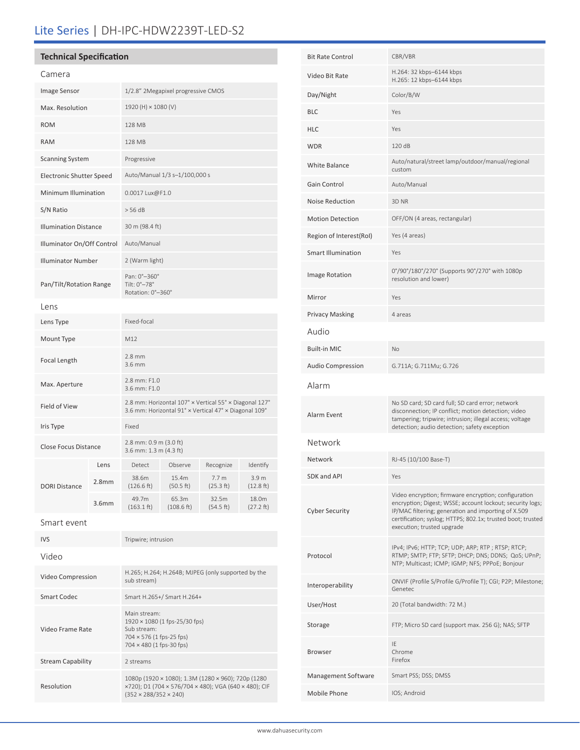# Lite Series | DH-IPC-HDW2239T-LED-S2

## Technical Specification

### Camera

| | |
|---|---|
| Image Sensor | 1/2.8" 2Megapixel progressive CMOS |
| Max. Resolution | 1920 (H) × 1080 (V) |
| ROM | 128 MB |
| RAM | 128 MB |
| Scanning System | Progressive |
| Electronic Shutter Speed | Auto/Manual 1/3 s–1/100,000 s |
| Minimum Illumination | 0.0017 Lux@F1.0 |
| S/N Ratio | > 56 dB |
| Illumination Distance | 30 m (98.4 ft) |
| Illuminator On/Off Control | Auto/Manual |
| Illuminator Number | 2 (Warm light) |
| Pan/Tilt/Rotation Range | Pan: 0°–360°<br>Tilt: 0°–78°<br>Rotation: 0°–360° |

### Lens

| | |
|---|---|
| Lens Type | Fixed-focal |
| Mount Type | M12 |
| Focal Length | 2.8 mm<br>3.6 mm |
| Max. Aperture | 2.8 mm: F1.0<br>3.6 mm: F1.0 |
| Field of View | 2.8 mm: Horizontal 107° × Vertical 55° × Diagonal 127°<br>3.6 mm: Horizontal 91° × Vertical 47° × Diagonal 109° |
| Iris Type | Fixed |
| Close Focus Distance | 2.8 mm: 0.9 m (3.0 ft)<br>3.6 mm: 1.3 m (4.3 ft) |

| DORI Distance | Lens | Detect | Observe | Recognize | Identify |
|---|---|---|---|---|---|
| | 2.8mm | 38.6m (126.6 ft) | 15.4m (50.5 ft) | 7.7 m (25.3 ft) | 3.9 m (12.8 ft) |
| | 3.6mm | 49.7m (163.1 ft) | 65.3m (108.6 ft) | 32.5m (54.5 ft) | 18.0m (27.2 ft) |

### Smart event

| | |
|---|---|
| IVS | Tripwire; intrusion |

### Video

| | |
|---|---|
| Video Compression | H.265; H.264; H.264B; MJPEG (only supported by the sub stream) |
| Smart Codec | Smart H.265+/ Smart H.264+ |
| Video Frame Rate | Main stream:<br>1920 × 1080 (1 fps-25/30 fps)<br>Sub stream:<br>704 × 576 (1 fps-25 fps)<br>704 × 480 (1 fps-30 fps) |
| Stream Capability | 2 streams |
| Resolution | 1080p (1920 × 1080); 1.3M (1280 × 960); 720p (1280 ×720); D1 (704 × 576/704 × 480); VGA (640 × 480); CIF (352 × 288/352 × 240) |
| Bit Rate Control | CBR/VBR |
| Video Bit Rate | H.264: 32 kbps–6144 kbps<br>H.265: 12 kbps–6144 kbps |
| Day/Night | Color/B/W |
| BLC | Yes |
| HLC | Yes |
| WDR | 120 dB |
| White Balance | Auto/natural/street lamp/outdoor/manual/regional custom |
| Gain Control | Auto/Manual |
| Noise Reduction | 3D NR |
| Motion Detection | OFF/ON (4 areas, rectangular) |
| Region of Interest(RoI) | Yes (4 areas) |
| Smart Illumination | Yes |
| Image Rotation | 0°/90°/180°/270° (Supports 90°/270° with 1080p resolution and lower) |
| Mirror | Yes |
| Privacy Masking | 4 areas |

### Audio

| | |
|---|---|
| Built-in MIC | No |
| Audio Compression | G.711A; G.711Mu; G.726 |

### Alarm

| | |
|---|---|
| Alarm Event | No SD card; SD card full; SD card error; network disconnection; IP conflict; motion detection; video tampering; tripwire; intrusion; illegal access; voltage detection; audio detection; safety exception |

### Network

| | |
|---|---|
| Network | RJ-45 (10/100 Base-T) |
| SDK and API | Yes |
| Cyber Security | Video encryption; firmware encryption; configuration encryption; Digest; WSSE; account lockout; security logs; IP/MAC filtering; generation and importing of X.509 certification; syslog; HTTPS; 802.1x; trusted boot; trusted execution; trusted upgrade |
| Protocol | IPv4; IPv6; HTTP; TCP; UDP; ARP; RTP ; RTSP; RTCP; RTMP; SMTP; FTP; SFTP; DHCP; DNS; DDNS; QoS; UPnP; NTP; Multicast; ICMP; IGMP; NFS; PPPoE; Bonjour |
| Interoperability | ONVIF (Profile S/Profile G/Profile T); CGI; P2P; Milestone; Genetec |
| User/Host | 20 (Total bandwidth: 72 M.) |
| Storage | FTP; Micro SD card (support max. 256 G); NAS; SFTP |
| Browser | IE<br>Chrome<br>Firefox |
| Management Software | Smart PSS; DSS; DMSS |
| Mobile Phone | IOS; Android |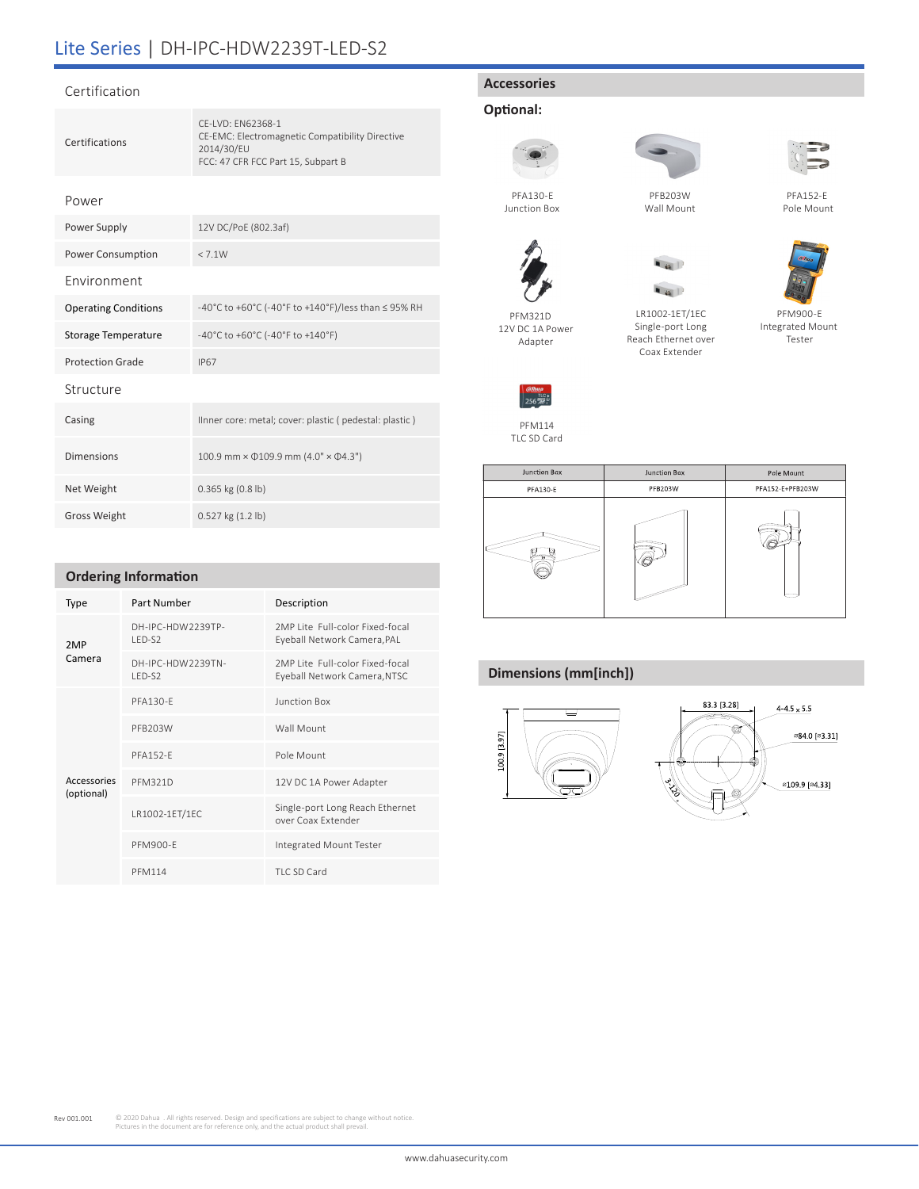# Lite Series | DH-IPC-HDW2239T-LED-S2

## Certification

| | |
|---|---|
| Certifications | CE-LVD: EN62368-1<br>CE-EMC: Electromagnetic Compatibility Directive 2014/30/EU<br>FCC: 47 CFR FCC Part 15, Subpart B |

## Power

| | |
|---|---|
| Power Supply | 12V DC/PoE (802.3af) |
| Power Consumption | < 7.1W |

## Environment

| | |
|---|---|
| Operating Conditions | -40°C to +60°C (-40°F to +140°F)/less than ≤ 95% RH |
| Storage Temperature | -40°C to +60°C (-40°F to +140°F) |
| Protection Grade | IP67 |

## Structure

| | |
|---|---|
| Casing | IInner core: metal; cover: plastic ( pedestal: plastic ) |
| Dimensions | 100.9 mm × Φ109.9 mm (4.0" × Φ4.3") |
| Net Weight | 0.365 kg (0.8 lb) |
| Gross Weight | 0.527 kg (1.2 lb) |

## Ordering Information

| Type | Part Number | Description |
|---|---|---|
| 2MP Camera | DH-IPC-HDW2239TP-LED-S2 | 2MP Lite Full-color Fixed-focal Eyeball Network Camera,PAL |
| | DH-IPC-HDW2239TN-LED-S2 | 2MP Lite Full-color Fixed-focal Eyeball Network Camera,NTSC |
| Accessories (optional) | PFA130-E | Junction Box |
| | PFB203W | Wall Mount |
| | PFA152-E | Pole Mount |
| | PFM321D | 12V DC 1A Power Adapter |
| | LR1002-1ET/1EC | Single-port Long Reach Ethernet over Coax Extender |
| | PFM900-E | Integrated Mount Tester |
| | PFM114 | TLC SD Card |

## Accessories

**Optional:**

PFA130-E
Junction Box

PFB203W
Wall Mount

PFA152-E
Pole Mount

PFM321D
12V DC 1A Power Adapter

LR1002-1ET/1EC
Single-port Long Reach Ethernet over Coax Extender

PFM900-E
Integrated Mount Tester

PFM114
TLC SD Card

| Junction Box | Junction Box | Pole Mount |
|---|---|---|
| PFA130-E | PFB203W | PFA152-E+PFB203W |

## Dimensions (mm[inch])

100.9 [3.97]

83.3 [3.28]

4-4.5 x 5.5

⌀84.0 [⌀3.31]

⌀109.9 [⌀4.33]

3-120

Rev 001.001

© 2020 Dahua . All rights reserved. Design and specifications are subject to change without notice.
Pictures in the document are for reference only, and the actual product shall prevail.

www.dahuasecurity.com